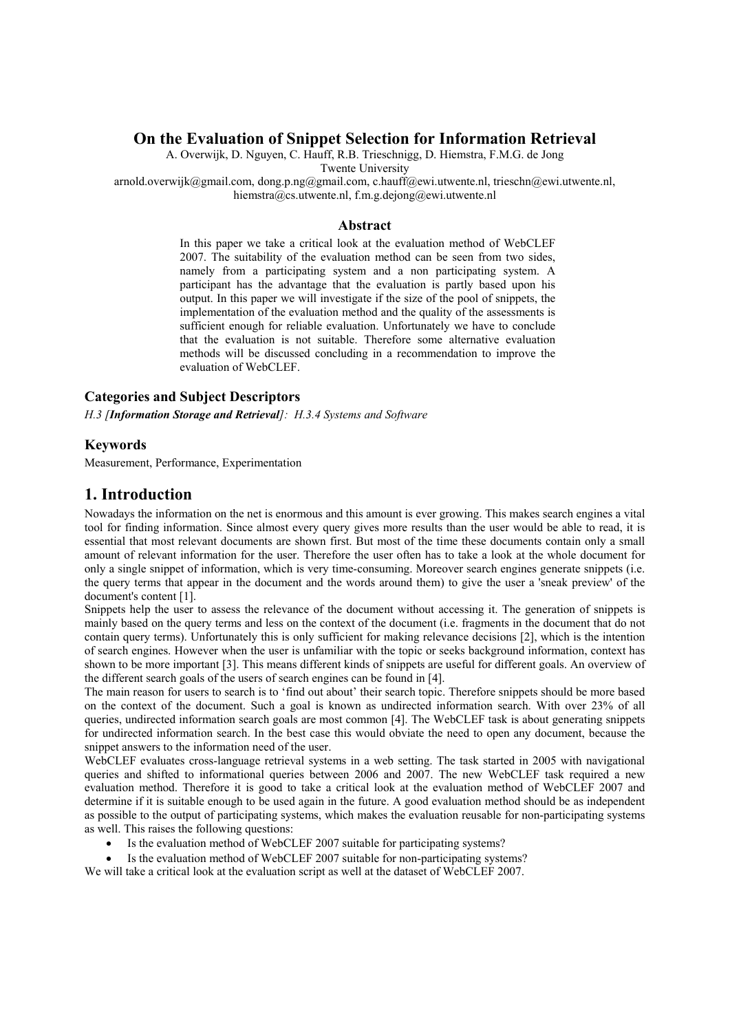# On the Evaluation of Snippet Selection for Information Retrieval

A. Overwijk, D. Nguyen, C. Hauff, R.B. Trieschnigg, D. Hiemstra, F.M.G. de Jong
Twente University
arnold.overwijk@gmail.com, dong.p.ng@gmail.com, c.hauff@ewi.utwente.nl, trieschn@ewi.utwente.nl, hiemstra@cs.utwente.nl, f.m.g.dejong@ewi.utwente.nl

### Abstract

In this paper we take a critical look at the evaluation method of WebCLEF 2007. The suitability of the evaluation method can be seen from two sides, namely from a participating system and a non participating system. A participant has the advantage that the evaluation is partly based upon his output. In this paper we will investigate if the size of the pool of snippets, the implementation of the evaluation method and the quality of the assessments is sufficient enough for reliable evaluation. Unfortunately we have to conclude that the evaluation is not suitable. Therefore some alternative evaluation methods will be discussed concluding in a recommendation to improve the evaluation of WebCLEF.

### Categories and Subject Descriptors

*H.3 [**Information Storage and Retrieval**]: H.3.4 Systems and Software*

### Keywords

Measurement, Performance, Experimentation

## 1. Introduction

Nowadays the information on the net is enormous and this amount is ever growing. This makes search engines a vital tool for finding information. Since almost every query gives more results than the user would be able to read, it is essential that most relevant documents are shown first. But most of the time these documents contain only a small amount of relevant information for the user. Therefore the user often has to take a look at the whole document for only a single snippet of information, which is very time-consuming. Moreover search engines generate snippets (i.e. the query terms that appear in the document and the words around them) to give the user a 'sneak preview' of the document's content [1].

Snippets help the user to assess the relevance of the document without accessing it. The generation of snippets is mainly based on the query terms and less on the context of the document (i.e. fragments in the document that do not contain query terms). Unfortunately this is only sufficient for making relevance decisions [2], which is the intention of search engines. However when the user is unfamiliar with the topic or seeks background information, context has shown to be more important [3]. This means different kinds of snippets are useful for different goals. An overview of the different search goals of the users of search engines can be found in [4].

The main reason for users to search is to 'find out about' their search topic. Therefore snippets should be more based on the context of the document. Such a goal is known as undirected information search. With over 23% of all queries, undirected information search goals are most common [4]. The WebCLEF task is about generating snippets for undirected information search. In the best case this would obviate the need to open any document, because the snippet answers to the information need of the user.

WebCLEF evaluates cross-language retrieval systems in a web setting. The task started in 2005 with navigational queries and shifted to informational queries between 2006 and 2007. The new WebCLEF task required a new evaluation method. Therefore it is good to take a critical look at the evaluation method of WebCLEF 2007 and determine if it is suitable enough to be used again in the future. A good evaluation method should be as independent as possible to the output of participating systems, which makes the evaluation reusable for non-participating systems as well. This raises the following questions:

- Is the evaluation method of WebCLEF 2007 suitable for participating systems?
- Is the evaluation method of WebCLEF 2007 suitable for non-participating systems?

We will take a critical look at the evaluation script as well at the dataset of WebCLEF 2007.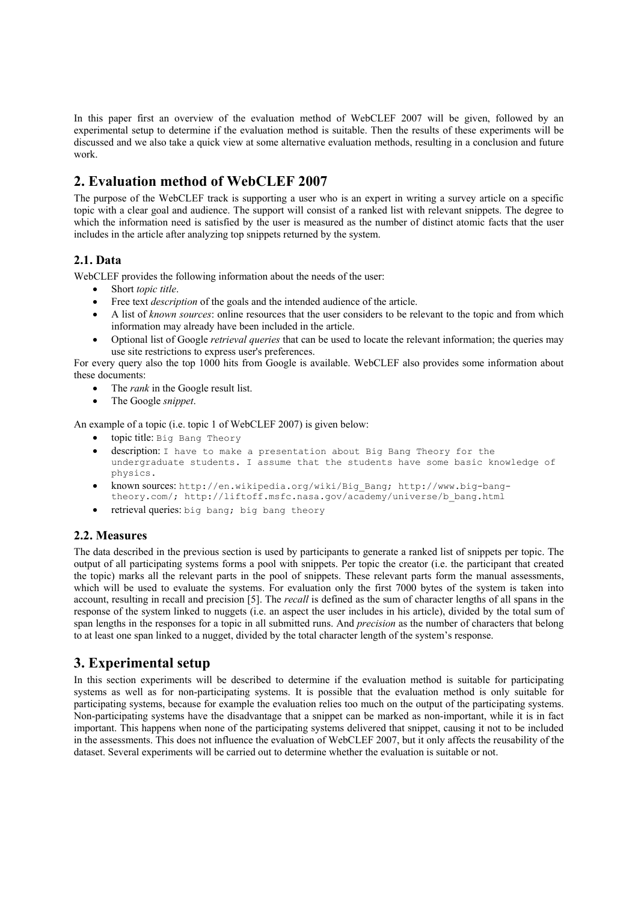In this paper first an overview of the evaluation method of WebCLEF 2007 will be given, followed by an experimental setup to determine if the evaluation method is suitable. Then the results of these experiments will be discussed and we also take a quick view at some alternative evaluation methods, resulting in a conclusion and future work.

## 2. Evaluation method of WebCLEF 2007

The purpose of the WebCLEF track is supporting a user who is an expert in writing a survey article on a specific topic with a clear goal and audience. The support will consist of a ranked list with relevant snippets. The degree to which the information need is satisfied by the user is measured as the number of distinct atomic facts that the user includes in the article after analyzing top snippets returned by the system.

### 2.1. Data

WebCLEF provides the following information about the needs of the user:

- Short *topic title*.
- Free text *description* of the goals and the intended audience of the article.
- A list of *known sources*: online resources that the user considers to be relevant to the topic and from which information may already have been included in the article.
- Optional list of Google *retrieval queries* that can be used to locate the relevant information; the queries may use site restrictions to express user's preferences.

For every query also the top 1000 hits from Google is available. WebCLEF also provides some information about these documents:

- The *rank* in the Google result list.
- The Google *snippet*.

An example of a topic (i.e. topic 1 of WebCLEF 2007) is given below:

- topic title: `Big Bang Theory`
- description: `I have to make a presentation about Big Bang Theory for the undergraduate students. I assume that the students have some basic knowledge of physics.`
- known sources: `http://en.wikipedia.org/wiki/Big_Bang; http://www.big-bang-theory.com/; http://liftoff.msfc.nasa.gov/academy/universe/b_bang.html`
- retrieval queries: `big bang; big bang theory`

### 2.2. Measures

The data described in the previous section is used by participants to generate a ranked list of snippets per topic. The output of all participating systems forms a pool with snippets. Per topic the creator (i.e. the participant that created the topic) marks all the relevant parts in the pool of snippets. These relevant parts form the manual assessments, which will be used to evaluate the systems. For evaluation only the first 7000 bytes of the system is taken into account, resulting in recall and precision [5]. The *recall* is defined as the sum of character lengths of all spans in the response of the system linked to nuggets (i.e. an aspect the user includes in his article), divided by the total sum of span lengths in the responses for a topic in all submitted runs. And *precision* as the number of characters that belong to at least one span linked to a nugget, divided by the total character length of the system's response.

## 3. Experimental setup

In this section experiments will be described to determine if the evaluation method is suitable for participating systems as well as for non-participating systems. It is possible that the evaluation method is only suitable for participating systems, because for example the evaluation relies too much on the output of the participating systems. Non-participating systems have the disadvantage that a snippet can be marked as non-important, while it is in fact important. This happens when none of the participating systems delivered that snippet, causing it not to be included in the assessments. This does not influence the evaluation of WebCLEF 2007, but it only affects the reusability of the dataset. Several experiments will be carried out to determine whether the evaluation is suitable or not.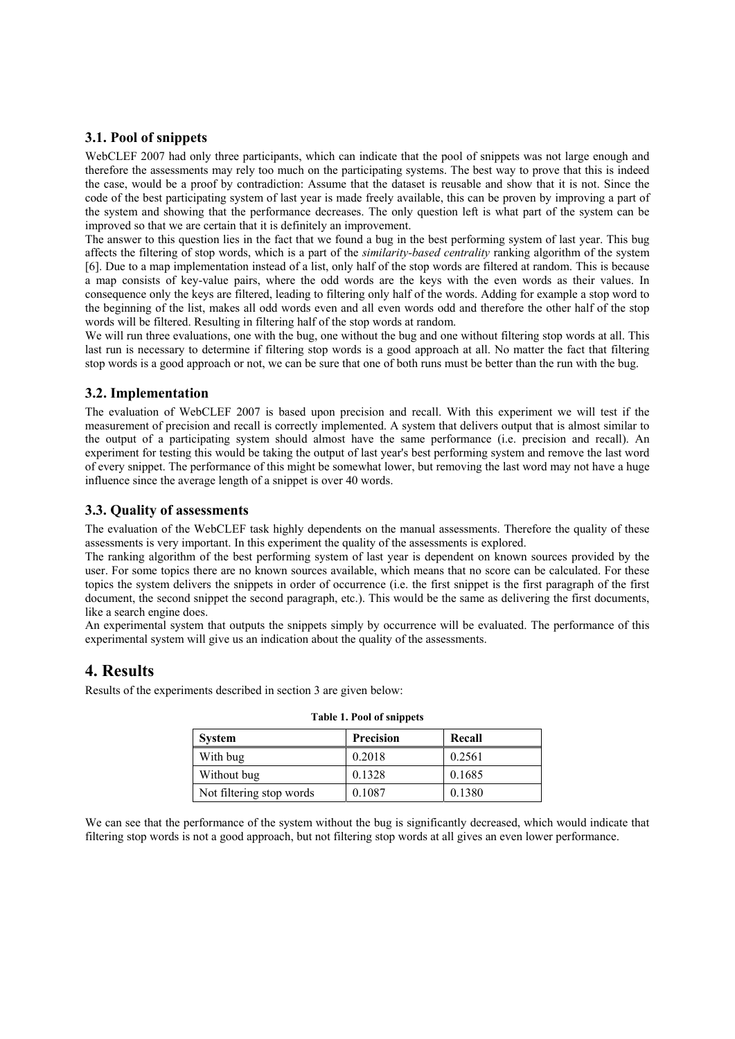### 3.1. Pool of snippets

WebCLEF 2007 had only three participants, which can indicate that the pool of snippets was not large enough and therefore the assessments may rely too much on the participating systems. The best way to prove that this is indeed the case, would be a proof by contradiction: Assume that the dataset is reusable and show that it is not. Since the code of the best participating system of last year is made freely available, this can be proven by improving a part of the system and showing that the performance decreases. The only question left is what part of the system can be improved so that we are certain that it is definitely an improvement.

The answer to this question lies in the fact that we found a bug in the best performing system of last year. This bug affects the filtering of stop words, which is a part of the *similarity-based centrality* ranking algorithm of the system [6]. Due to a map implementation instead of a list, only half of the stop words are filtered at random. This is because a map consists of key-value pairs, where the odd words are the keys with the even words as their values. In consequence only the keys are filtered, leading to filtering only half of the words. Adding for example a stop word to the beginning of the list, makes all odd words even and all even words odd and therefore the other half of the stop words will be filtered. Resulting in filtering half of the stop words at random.

We will run three evaluations, one with the bug, one without the bug and one without filtering stop words at all. This last run is necessary to determine if filtering stop words is a good approach at all. No matter the fact that filtering stop words is a good approach or not, we can be sure that one of both runs must be better than the run with the bug.

### 3.2. Implementation

The evaluation of WebCLEF 2007 is based upon precision and recall. With this experiment we will test if the measurement of precision and recall is correctly implemented. A system that delivers output that is almost similar to the output of a participating system should almost have the same performance (i.e. precision and recall). An experiment for testing this would be taking the output of last year's best performing system and remove the last word of every snippet. The performance of this might be somewhat lower, but removing the last word may not have a huge influence since the average length of a snippet is over 40 words.

### 3.3. Quality of assessments

The evaluation of the WebCLEF task highly dependents on the manual assessments. Therefore the quality of these assessments is very important. In this experiment the quality of the assessments is explored.

The ranking algorithm of the best performing system of last year is dependent on known sources provided by the user. For some topics there are no known sources available, which means that no score can be calculated. For these topics the system delivers the snippets in order of occurrence (i.e. the first snippet is the first paragraph of the first document, the second snippet the second paragraph, etc.). This would be the same as delivering the first documents, like a search engine does.

An experimental system that outputs the snippets simply by occurrence will be evaluated. The performance of this experimental system will give us an indication about the quality of the assessments.

## 4. Results

Results of the experiments described in section 3 are given below:

**Table 1. Pool of snippets**

| System | Precision | Recall |
|---|---|---|
| With bug | 0.2018 | 0.2561 |
| Without bug | 0.1328 | 0.1685 |
| Not filtering stop words | 0.1087 | 0.1380 |

We can see that the performance of the system without the bug is significantly decreased, which would indicate that filtering stop words is not a good approach, but not filtering stop words at all gives an even lower performance.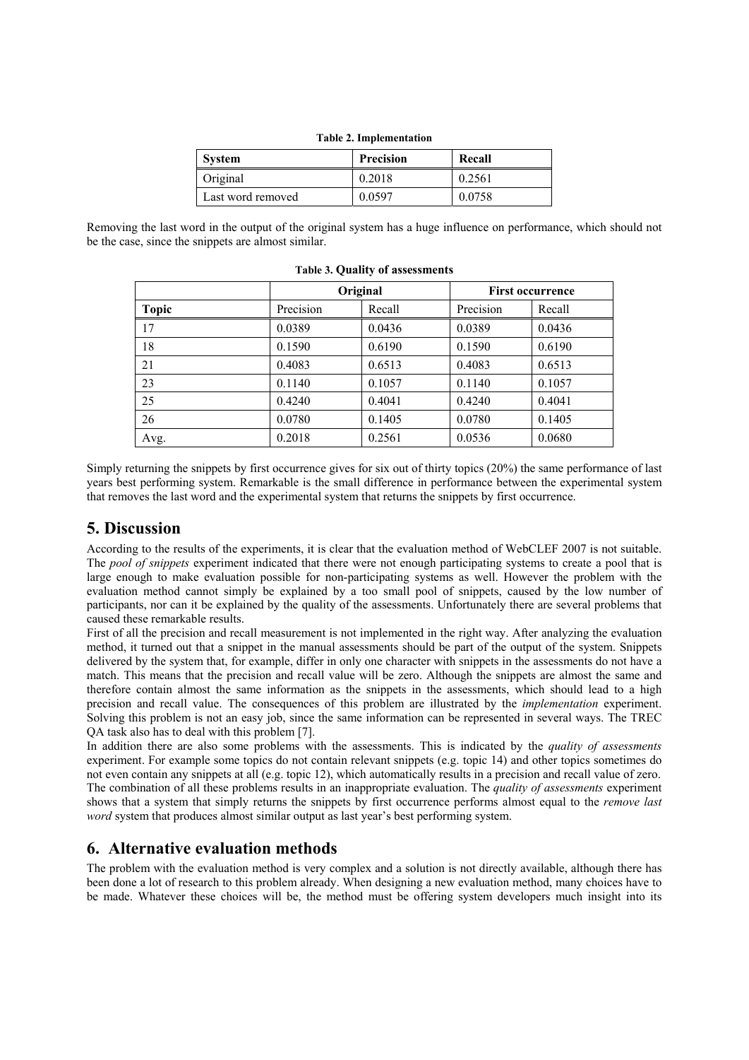**Table 2. Implementation**

| System | Precision | Recall |
| --- | --- | --- |
| Original | 0.2018 | 0.2561 |
| Last word removed | 0.0597 | 0.0758 |

Removing the last word in the output of the original system has a huge influence on performance, which should not be the case, since the snippets are almost similar.

**Table 3. Quality of assessments**

| | Original | | First occurrence | |
| --- | --- | --- | --- | --- |
| **Topic** | Precision | Recall | Precision | Recall |
| 17 | 0.0389 | 0.0436 | 0.0389 | 0.0436 |
| 18 | 0.1590 | 0.6190 | 0.1590 | 0.6190 |
| 21 | 0.4083 | 0.6513 | 0.4083 | 0.6513 |
| 23 | 0.1140 | 0.1057 | 0.1140 | 0.1057 |
| 25 | 0.4240 | 0.4041 | 0.4240 | 0.4041 |
| 26 | 0.0780 | 0.1405 | 0.0780 | 0.1405 |
| Avg. | 0.2018 | 0.2561 | 0.0536 | 0.0680 |

Simply returning the snippets by first occurrence gives for six out of thirty topics (20%) the same performance of last years best performing system. Remarkable is the small difference in performance between the experimental system that removes the last word and the experimental system that returns the snippets by first occurrence.

## 5. Discussion

According to the results of the experiments, it is clear that the evaluation method of WebCLEF 2007 is not suitable. The *pool of snippets* experiment indicated that there were not enough participating systems to create a pool that is large enough to make evaluation possible for non-participating systems as well. However the problem with the evaluation method cannot simply be explained by a too small pool of snippets, caused by the low number of participants, nor can it be explained by the quality of the assessments. Unfortunately there are several problems that caused these remarkable results.

First of all the precision and recall measurement is not implemented in the right way. After analyzing the evaluation method, it turned out that a snippet in the manual assessments should be part of the output of the system. Snippets delivered by the system that, for example, differ in only one character with snippets in the assessments do not have a match. This means that the precision and recall value will be zero. Although the snippets are almost the same and therefore contain almost the same information as the snippets in the assessments, which should lead to a high precision and recall value. The consequences of this problem are illustrated by the *implementation* experiment. Solving this problem is not an easy job, since the same information can be represented in several ways. The TREC QA task also has to deal with this problem [7].

In addition there are also some problems with the assessments. This is indicated by the *quality of assessments* experiment. For example some topics do not contain relevant snippets (e.g. topic 14) and other topics sometimes do not even contain any snippets at all (e.g. topic 12), which automatically results in a precision and recall value of zero. The combination of all these problems results in an inappropriate evaluation. The *quality of assessments* experiment shows that a system that simply returns the snippets by first occurrence performs almost equal to the *remove last word* system that produces almost similar output as last year's best performing system.

## 6. Alternative evaluation methods

The problem with the evaluation method is very complex and a solution is not directly available, although there has been done a lot of research to this problem already. When designing a new evaluation method, many choices have to be made. Whatever these choices will be, the method must be offering system developers much insight into its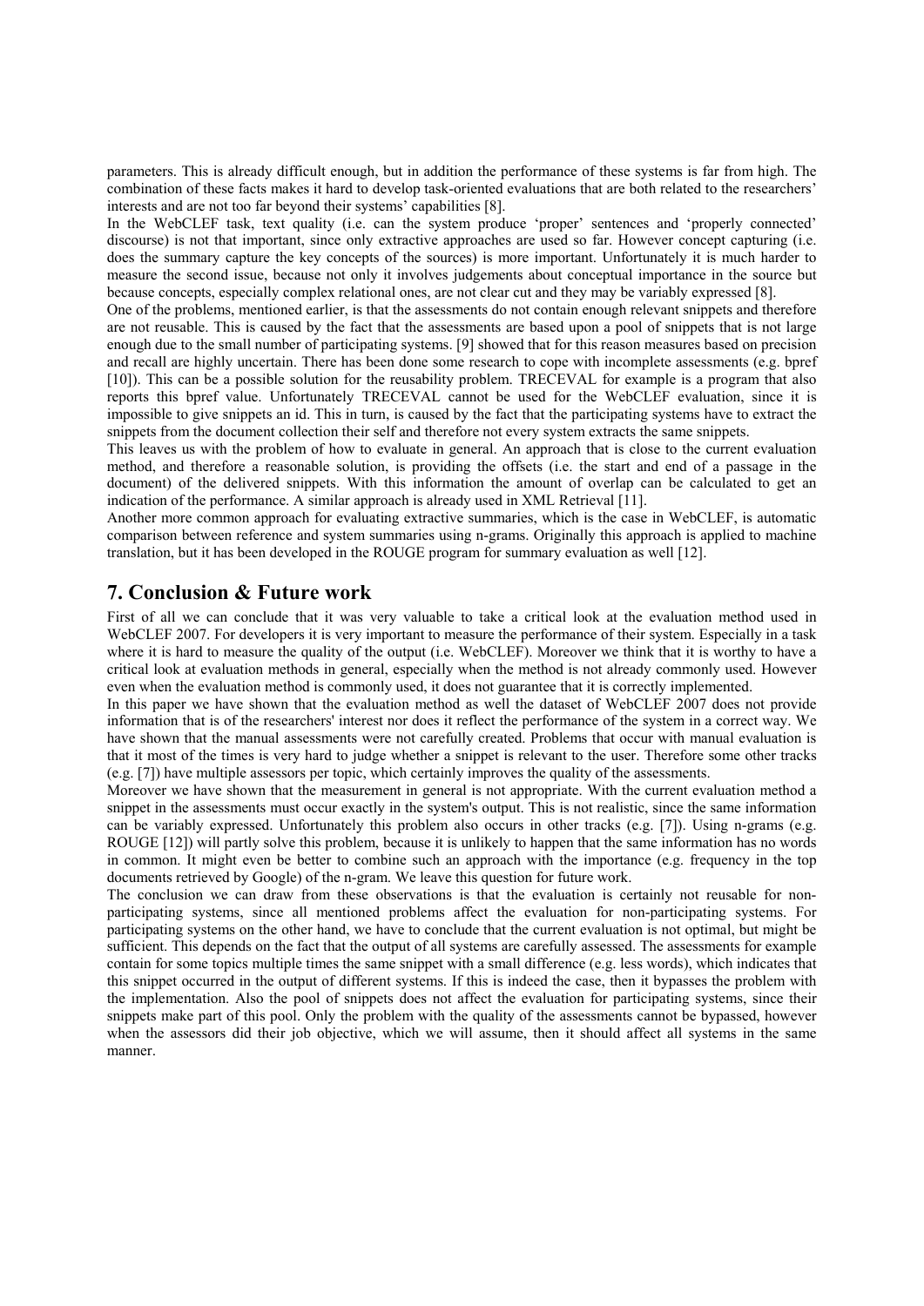parameters. This is already difficult enough, but in addition the performance of these systems is far from high. The combination of these facts makes it hard to develop task-oriented evaluations that are both related to the researchers' interests and are not too far beyond their systems' capabilities [8].

In the WebCLEF task, text quality (i.e. can the system produce 'proper' sentences and 'properly connected' discourse) is not that important, since only extractive approaches are used so far. However concept capturing (i.e. does the summary capture the key concepts of the sources) is more important. Unfortunately it is much harder to measure the second issue, because not only it involves judgements about conceptual importance in the source but because concepts, especially complex relational ones, are not clear cut and they may be variably expressed [8].

One of the problems, mentioned earlier, is that the assessments do not contain enough relevant snippets and therefore are not reusable. This is caused by the fact that the assessments are based upon a pool of snippets that is not large enough due to the small number of participating systems. [9] showed that for this reason measures based on precision and recall are highly uncertain. There has been done some research to cope with incomplete assessments (e.g. bpref [10]). This can be a possible solution for the reusability problem. TRECEVAL for example is a program that also reports this bpref value. Unfortunately TRECEVAL cannot be used for the WebCLEF evaluation, since it is impossible to give snippets an id. This in turn, is caused by the fact that the participating systems have to extract the snippets from the document collection their self and therefore not every system extracts the same snippets.

This leaves us with the problem of how to evaluate in general. An approach that is close to the current evaluation method, and therefore a reasonable solution, is providing the offsets (i.e. the start and end of a passage in the document) of the delivered snippets. With this information the amount of overlap can be calculated to get an indication of the performance. A similar approach is already used in XML Retrieval [11].

Another more common approach for evaluating extractive summaries, which is the case in WebCLEF, is automatic comparison between reference and system summaries using n-grams. Originally this approach is applied to machine translation, but it has been developed in the ROUGE program for summary evaluation as well [12].

## 7. Conclusion & Future work

First of all we can conclude that it was very valuable to take a critical look at the evaluation method used in WebCLEF 2007. For developers it is very important to measure the performance of their system. Especially in a task where it is hard to measure the quality of the output (i.e. WebCLEF). Moreover we think that it is worthy to have a critical look at evaluation methods in general, especially when the method is not already commonly used. However even when the evaluation method is commonly used, it does not guarantee that it is correctly implemented.

In this paper we have shown that the evaluation method as well the dataset of WebCLEF 2007 does not provide information that is of the researchers' interest nor does it reflect the performance of the system in a correct way. We have shown that the manual assessments were not carefully created. Problems that occur with manual evaluation is that it most of the times is very hard to judge whether a snippet is relevant to the user. Therefore some other tracks (e.g. [7]) have multiple assessors per topic, which certainly improves the quality of the assessments.

Moreover we have shown that the measurement in general is not appropriate. With the current evaluation method a snippet in the assessments must occur exactly in the system's output. This is not realistic, since the same information can be variably expressed. Unfortunately this problem also occurs in other tracks (e.g. [7]). Using n-grams (e.g. ROUGE [12]) will partly solve this problem, because it is unlikely to happen that the same information has no words in common. It might even be better to combine such an approach with the importance (e.g. frequency in the top documents retrieved by Google) of the n-gram. We leave this question for future work.

The conclusion we can draw from these observations is that the evaluation is certainly not reusable for non-participating systems, since all mentioned problems affect the evaluation for non-participating systems. For participating systems on the other hand, we have to conclude that the current evaluation is not optimal, but might be sufficient. This depends on the fact that the output of all systems are carefully assessed. The assessments for example contain for some topics multiple times the same snippet with a small difference (e.g. less words), which indicates that this snippet occurred in the output of different systems. If this is indeed the case, then it bypasses the problem with the implementation. Also the pool of snippets does not affect the evaluation for participating systems, since their snippets make part of this pool. Only the problem with the quality of the assessments cannot be bypassed, however when the assessors did their job objective, which we will assume, then it should affect all systems in the same manner.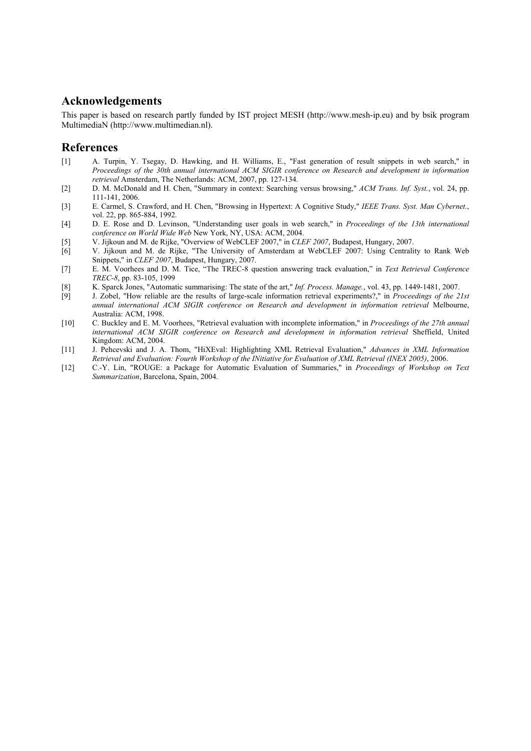## Acknowledgements

This paper is based on research partly funded by IST project MESH (http://www.mesh-ip.eu) and by bsik program MultimediaN (http://www.multimedian.nl).

## References

[1] A. Turpin, Y. Tsegay, D. Hawking, and H. Williams, E., "Fast generation of result snippets in web search," in *Proceedings of the 30th annual international ACM SIGIR conference on Research and development in information retrieval* Amsterdam, The Netherlands: ACM, 2007, pp. 127-134.

[2] D. M. McDonald and H. Chen, "Summary in context: Searching versus browsing," *ACM Trans. Inf. Syst.*, vol. 24, pp. 111-141, 2006.

[3] E. Carmel, S. Crawford, and H. Chen, "Browsing in Hypertext: A Cognitive Study," *IEEE Trans. Syst. Man Cybernet.*, vol. 22, pp. 865-884, 1992.

[4] D. E. Rose and D. Levinson, "Understanding user goals in web search," in *Proceedings of the 13th international conference on World Wide Web* New York, NY, USA: ACM, 2004.

[5] V. Jijkoun and M. de Rijke, "Overview of WebCLEF 2007," in *CLEF 2007*, Budapest, Hungary, 2007.

[6] V. Jijkoun and M. de Rijke, "The University of Amsterdam at WebCLEF 2007: Using Centrality to Rank Web Snippets," in *CLEF 2007*, Budapest, Hungary, 2007.

[7] E. M. Voorhees and D. M. Tice, "The TREC-8 question answering track evaluation," in *Text Retrieval Conference TREC-8*, pp. 83-105, 1999

[8] K. Sparck Jones, "Automatic summarising: The state of the art," *Inf. Process. Manage.*, vol. 43, pp. 1449-1481, 2007.

[9] J. Zobel, "How reliable are the results of large-scale information retrieval experiments?," in *Proceedings of the 21st annual international ACM SIGIR conference on Research and development in information retrieval* Melbourne, Australia: ACM, 1998.

[10] C. Buckley and E. M. Voorhees, "Retrieval evaluation with incomplete information," in *Proceedings of the 27th annual international ACM SIGIR conference on Research and development in information retrieval* Sheffield, United Kingdom: ACM, 2004.

[11] J. Pehcevski and J. A. Thom, "HiXEval: Highlighting XML Retrieval Evaluation," *Advances in XML Information Retrieval and Evaluation: Fourth Workshop of the INitiative for Evaluation of XML Retrieval (INEX 2005)*, 2006.

[12] C.-Y. Lin, "ROUGE: a Package for Automatic Evaluation of Summaries," in *Proceedings of Workshop on Text Summarization*, Barcelona, Spain, 2004.